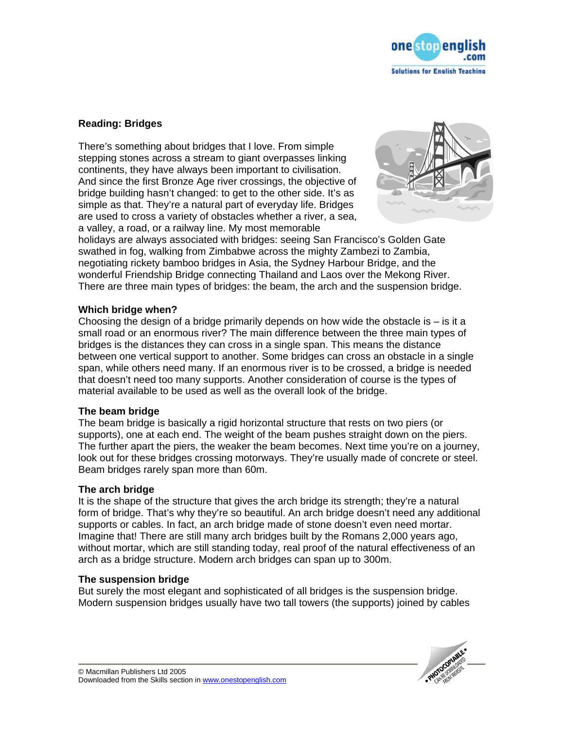## Reading: Bridges

There's something about bridges that I love. From simple stepping stones across a stream to giant overpasses linking continents, they have always been important to civilisation. And since the first Bronze Age river crossings, the objective of bridge building hasn't changed: to get to the other side. It's as simple as that. They're a natural part of everyday life. Bridges are used to cross a variety of obstacles whether a river, a sea, a valley, a road, or a railway line. My most memorable holidays are always associated with bridges: seeing San Francisco's Golden Gate swathed in fog, walking from Zimbabwe across the mighty Zambezi to Zambia, negotiating rickety bamboo bridges in Asia, the Sydney Harbour Bridge, and the wonderful Friendship Bridge connecting Thailand and Laos over the Mekong River. There are three main types of bridges: the beam, the arch and the suspension bridge.

### Which bridge when?

Choosing the design of a bridge primarily depends on how wide the obstacle is – is it a small road or an enormous river? The main difference between the three main types of bridges is the distances they can cross in a single span. This means the distance between one vertical support to another. Some bridges can cross an obstacle in a single span, while others need many. If an enormous river is to be crossed, a bridge is needed that doesn't need too many supports. Another consideration of course is the types of material available to be used as well as the overall look of the bridge.

### The beam bridge

The beam bridge is basically a rigid horizontal structure that rests on two piers (or supports), one at each end. The weight of the beam pushes straight down on the piers. The further apart the piers, the weaker the beam becomes. Next time you're on a journey, look out for these bridges crossing motorways. They're usually made of concrete or steel. Beam bridges rarely span more than 60m.

### The arch bridge

It is the shape of the structure that gives the arch bridge its strength; they're a natural form of bridge. That's why they're so beautiful. An arch bridge doesn't need any additional supports or cables. In fact, an arch bridge made of stone doesn't even need mortar. Imagine that! There are still many arch bridges built by the Romans 2,000 years ago, without mortar, which are still standing today, real proof of the natural effectiveness of an arch as a bridge structure. Modern arch bridges can span up to 300m.

### The suspension bridge

But surely the most elegant and sophisticated of all bridges is the suspension bridge. Modern suspension bridges usually have two tall towers (the supports) joined by cables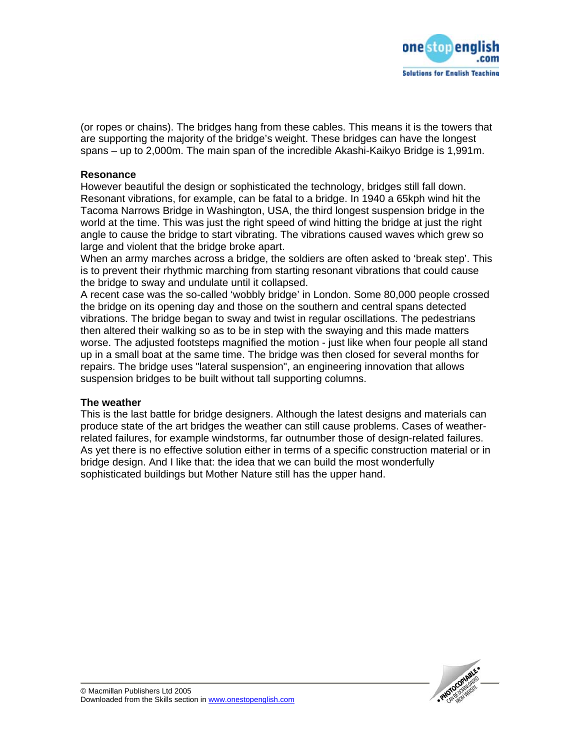(or ropes or chains). The bridges hang from these cables. This means it is the towers that are supporting the majority of the bridge's weight. These bridges can have the longest spans – up to 2,000m. The main span of the incredible Akashi-Kaikyo Bridge is 1,991m.

**Resonance**

However beautiful the design or sophisticated the technology, bridges still fall down. Resonant vibrations, for example, can be fatal to a bridge. In 1940 a 65kph wind hit the Tacoma Narrows Bridge in Washington, USA, the third longest suspension bridge in the world at the time. This was just the right speed of wind hitting the bridge at just the right angle to cause the bridge to start vibrating. The vibrations caused waves which grew so large and violent that the bridge broke apart.

When an army marches across a bridge, the soldiers are often asked to 'break step'. This is to prevent their rhythmic marching from starting resonant vibrations that could cause the bridge to sway and undulate until it collapsed.

A recent case was the so-called 'wobbly bridge' in London. Some 80,000 people crossed the bridge on its opening day and those on the southern and central spans detected vibrations. The bridge began to sway and twist in regular oscillations. The pedestrians then altered their walking so as to be in step with the swaying and this made matters worse. The adjusted footsteps magnified the motion - just like when four people all stand up in a small boat at the same time. The bridge was then closed for several months for repairs. The bridge uses "lateral suspension", an engineering innovation that allows suspension bridges to be built without tall supporting columns.

**The weather**

This is the last battle for bridge designers. Although the latest designs and materials can produce state of the art bridges the weather can still cause problems. Cases of weather-related failures, for example windstorms, far outnumber those of design-related failures. As yet there is no effective solution either in terms of a specific construction material or in bridge design. And I like that: the idea that we can build the most wonderfully sophisticated buildings but Mother Nature still has the upper hand.